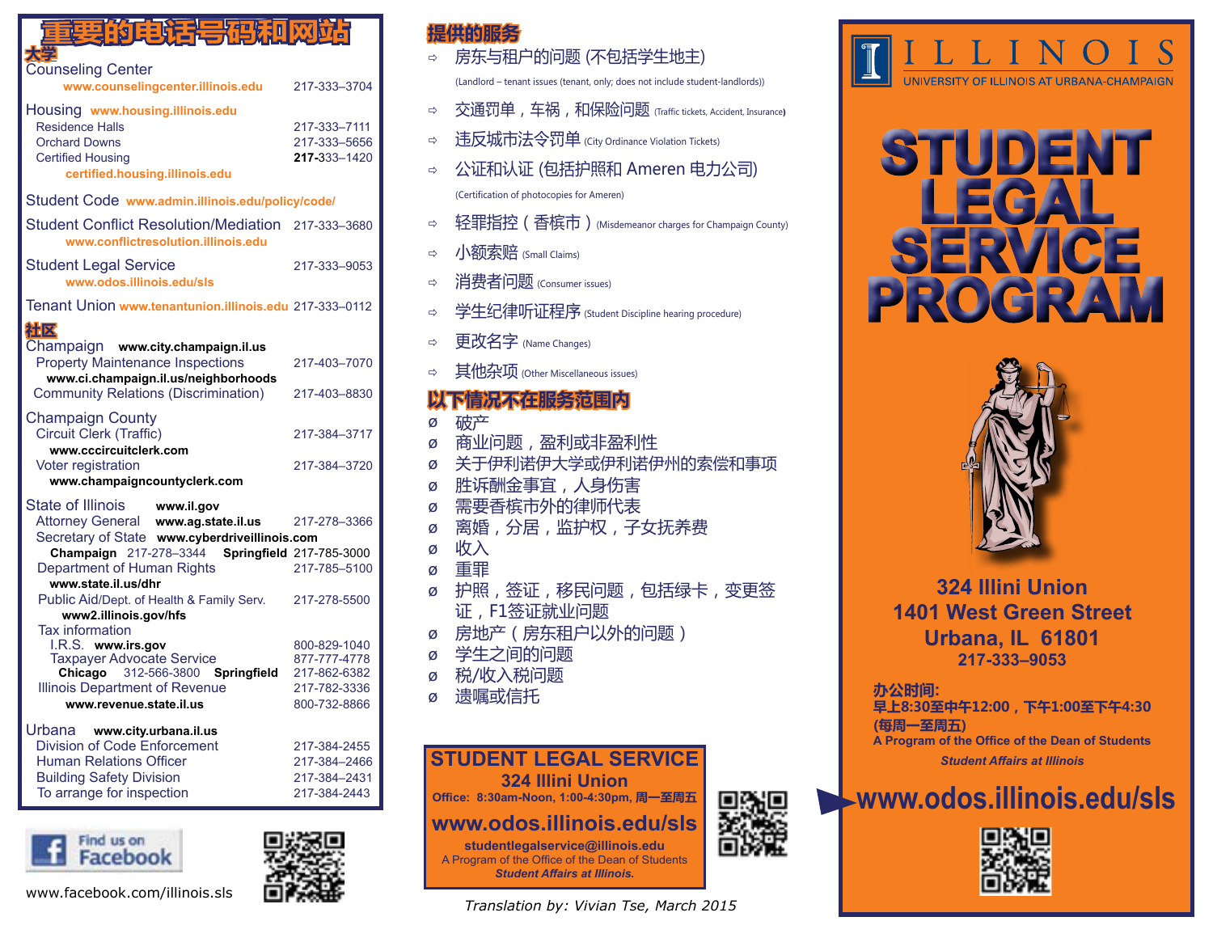# 重要的电话号码和网站

## 大学

Counseling Center
www.counselingcenter.illinois.edu — 217-333–3704

Housing www.housing.illinois.edu
- Residence Halls — 217-333–7111
- Orchard Downs — 217-333–5656
- Certified Housing — **217-**333–1420
  certified.housing.illinois.edu

Student Code www.admin.illinois.edu/policy/code/

Student Conflict Resolution/Mediation — 217-333–3680
www.conflictresolution.illinois.edu

Student Legal Service — 217-333–9053
www.odos.illinois.edu/sls

Tenant Union www.tenantunion.illinois.edu — 217-333–0112

## 社区

Champaign **www.city.champaign.il.us**
- Property Maintenance Inspections — 217-403–7070
  **www.ci.champaign.il.us/neighborhoods**
- Community Relations (Discrimination) — 217-403–8830

Champaign County
- Circuit Clerk (Traffic) — 217-384–3717
  **www.cccircuitclerk.com**
- Voter registration — 217-384–3720
  **www.champaigncountyclerk.com**

State of Illinois **www.il.gov**
- Attorney General **www.ag.state.il.us** — 217-278–3366
- Secretary of State **www.cyberdriveillinois.com**
  **Champaign** 217-278–3344 **Springfield** 217-785-3000
- Department of Human Rights — 217-785–5100
  **www.state.il.us/dhr**
- Public Aid/Dept. of Health & Family Serv. — 217-278-5500
  **www2.illinois.gov/hfs**
- Tax information
  - I.R.S. **www.irs.gov** — 800-829-1040
  - Taxpayer Advocate Service — 877-777-4778
    **Chicago** 312-566-3800 **Springfield** 217-862-6382
- Illinois Department of Revenue — 217-782-3336
  **www.revenue.state.il.us** — 800-732-8866

Urbana **www.city.urbana.il.us**
- Division of Code Enforcement — 217-384-2455
- Human Relations Officer — 217-384–2466
- Building Safety Division — 217-384–2431
- To arrange for inspection — 217-384-2443

Find us on Facebook

www.facebook.com/illinois.sls

## 提供的服务

- ⇨ 房东与租户的问题 (不包括学生地主)
  (Landlord – tenant issues (tenant, only; does not include student-landlords))
- ⇨ 交通罚单，车祸，和保险问题 (Traffic tickets, Accident, Insurance)
- ⇨ 违反城市法令罚单 (City Ordinance Violation Tickets)
- ⇨ 公证和认证 (包括护照和 Ameren 电力公司)
  (Certification of photocopies for Ameren)
- ⇨ 轻罪指控（香槟市）(Misdemeanor charges for Champaign County)
- ⇨ 小额索赔 (Small Claims)
- ⇨ 消费者问题 (Consumer issues)
- ⇨ 学生纪律听证程序 (Student Discipline hearing procedure)
- ⇨ 更改名字 (Name Changes)
- ⇨ 其他杂项 (Other Miscellaneous issues)

## 以下情况不在服务范围内

- 破产
- 商业问题，盈利或非盈利性
- 关于伊利诺伊大学或伊利诺伊州的索偿和事项
- 胜诉酬金事宜，人身伤害
- 需要香槟市外的律师代表
- 离婚，分居，监护权，子女抚养费
- 收入
- 重罪
- 护照，签证，移民问题，包括绿卡，变更签证，F1签证就业问题
- 房地产（房东租户以外的问题）
- 学生之间的问题
- 税/收入税问题
- 遗嘱或信托

**STUDENT LEGAL SERVICE**
**324 Illini Union**
**Office: 8:30am-Noon, 1:00-4:30pm, 周一至周五**
**www.odos.illinois.edu/sls**
**studentlegalservice@illinois.edu**
A Program of the Office of the Dean of Students
***Student Affairs at Illinois.***

*Translation by: Vivian Tse, March 2015*

ILLINOIS
UNIVERSITY OF ILLINOIS AT URBANA-CHAMPAIGN

# STUDENT LEGAL SERVICE PROGRAM

**324 Illini Union**
**1401 West Green Street**
**Urbana, IL 61801**
**217-333–9053**

**办公时间:**
**早上8:30至中午12:00，下午1:00至下午4:30**
**(每周一至周五)**
**A Program of the Office of the Dean of Students**
***Student Affairs at Illinois***

**www.odos.illinois.edu/sls**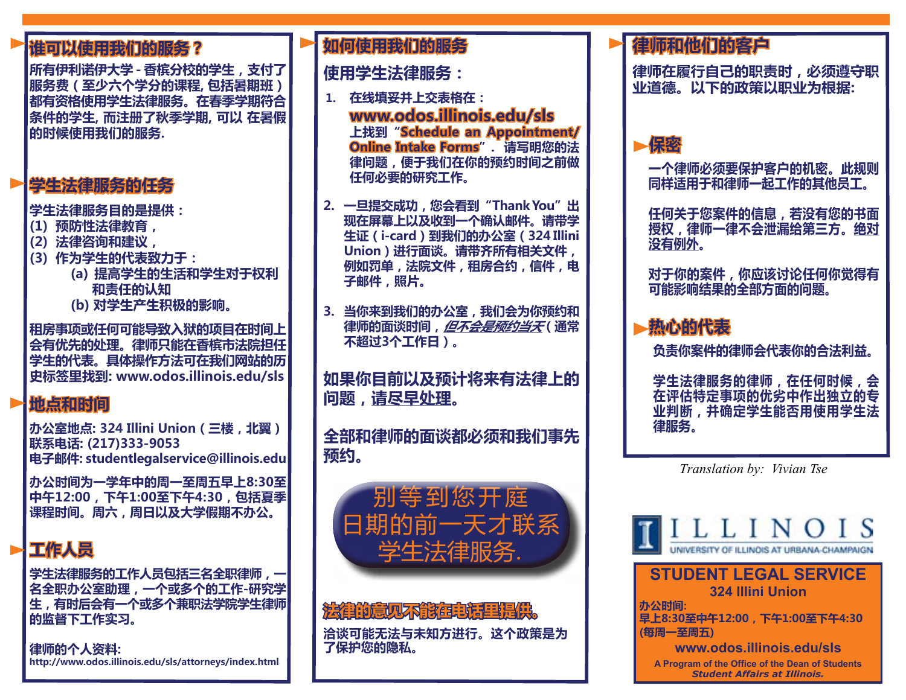## 谁可以使用我们的服务？

所有伊利诺伊大学 - 香槟分校的学生，支付了服务费（至少六个学分的课程, 包括暑期班）都有资格使用学生法律服务。在春季学期符合条件的学生, 而注册了秋季学期, 可以 在暑假的时候使用我们的服务.

## 学生法律服务的任务

学生法律服务目的是提供：
(1) 预防性法律教育，
(2) 法律咨询和建议，
(3) 作为学生的代表致力于：
(a) 提高学生的生活和学生对于权利和责任的认知
(b) 对学生产生积极的影响。

租房事项或任何可能导致入狱的项目在时间上会有优先的处理。律师只能在香槟市法院担任学生的代表。具体操作方法可在我们网站的历史标签里找到: www.odos.illinois.edu/sls

## 地点和时间

办公室地点: 324 Illini Union（三楼，北翼）
联系电话: (217)333-9053
电子邮件: studentlegalservice@illinois.edu

办公时间为一学年中的周一至周五早上8:30至中午12:00，下午1:00至下午4:30，包括夏季课程时间。周六，周日以及大学假期不办公。

## 工作人员

学生法律服务的工作人员包括三名全职律师，一名全职办公室助理，一个或多个的工作-研究学生，有时后会有一个或多个兼职法学院学生律师的监督下工作实习。

律师的个人资料:
http://www.odos.illinois.edu/sls/attorneys/index.html

## 如何使用我们的服务

### 使用学生法律服务：

1. 在线填妥并上交表格在：
**www.odos.illinois.edu/sls**
上找到"**Schedule an Appointment/ Online Intake Forms**"． 请写明您的法律问题，便于我们在你的预约时间之前做任何必要的研究工作。

2. 一旦提交成功，您会看到"Thank You"出现在屏幕上以及收到一个确认邮件。请带学生证（i-card）到我们的办公室（324 Illini Union）进行面谈。请带齐所有相关文件，例如罚单，法院文件，租房合约，信件，电子邮件，照片。

3. 当你来到我们的办公室，我们会为你预约和律师的面谈时间，***但不会是预约当天***（通常不超过3个工作日）。

**如果你目前以及预计将来有法律上的问题，请尽早处理。**

**全部和律师的面谈都必须和我们事先预约。**

别等到您开庭日期的前一天才联系学生法律服务.

**法律的意见不能在电话里提供。**

洽谈可能无法与未知方进行。这个政策是为了保护您的隐私。

## 律师和他们的客户

律师在履行自己的职责时，必须遵守职业道德。以下的政策以职业为根据:

### 保密

一个律师必须要保护客户的机密。此规则同样适用于和律师一起工作的其他员工。

任何关于您案件的信息，若没有您的书面授权，律师一律不会泄漏给第三方。绝对没有例外。

对于你的案件，你应该讨论任何你觉得有可能影响结果的全部方面的问题。

### 热心的代表

负责你案件的律师会代表你的合法利益。

学生法律服务的律师，在任何时候，会在评估特定事项的优劣中作出独立的专业判断，并确定学生能否用使用学生法律服务。

*Translation by: Vivian Tse*

ILLINOIS
UNIVERSITY OF ILLINOIS AT URBANA-CHAMPAIGN

**STUDENT LEGAL SERVICE**
**324 Illini Union**
办公时间:
早上8:30至中午12:00，下午1:00至下午4:30
(每周一至周五)
www.odos.illinois.edu/sls
A Program of the Office of the Dean of Students
*Student Affairs at Illinois.*